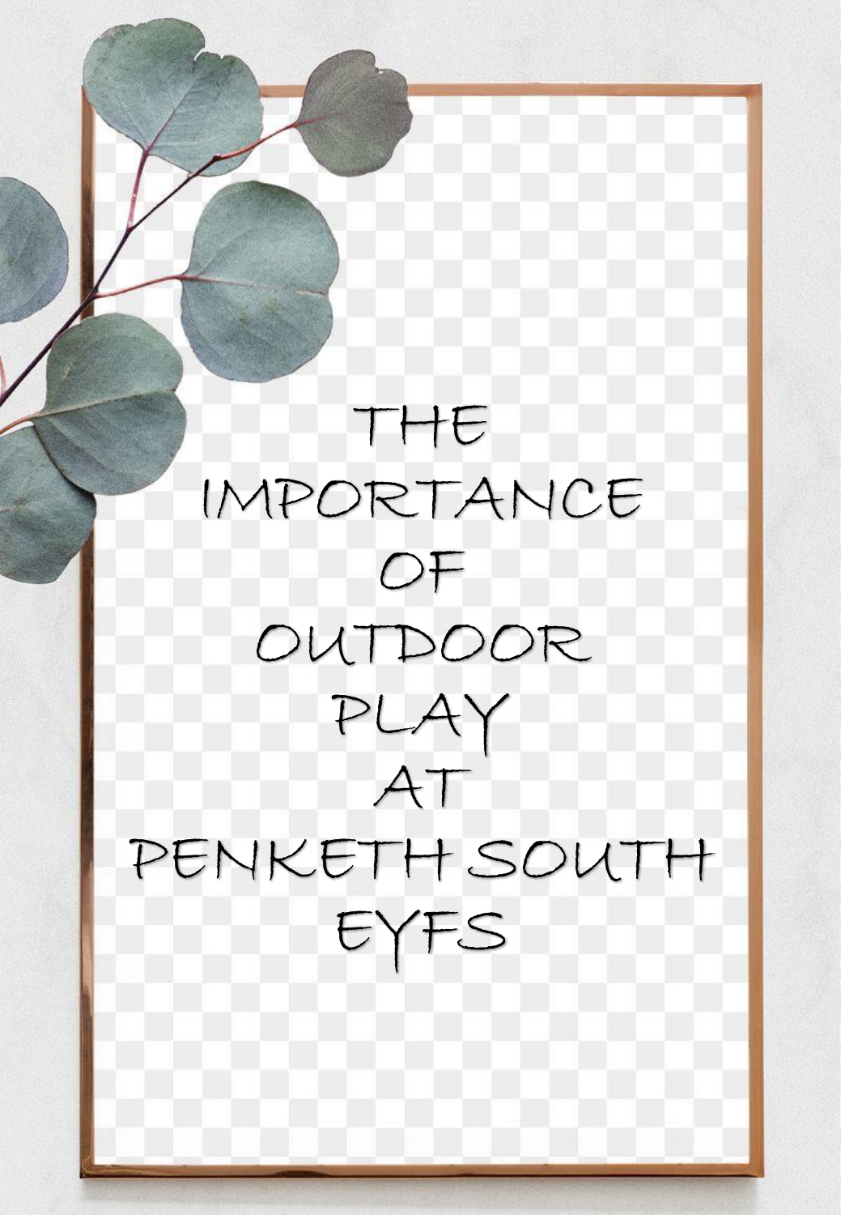# THE IMPORTANCE OF OUTDOOR PLAY AT PENKETH SOUTH EYFS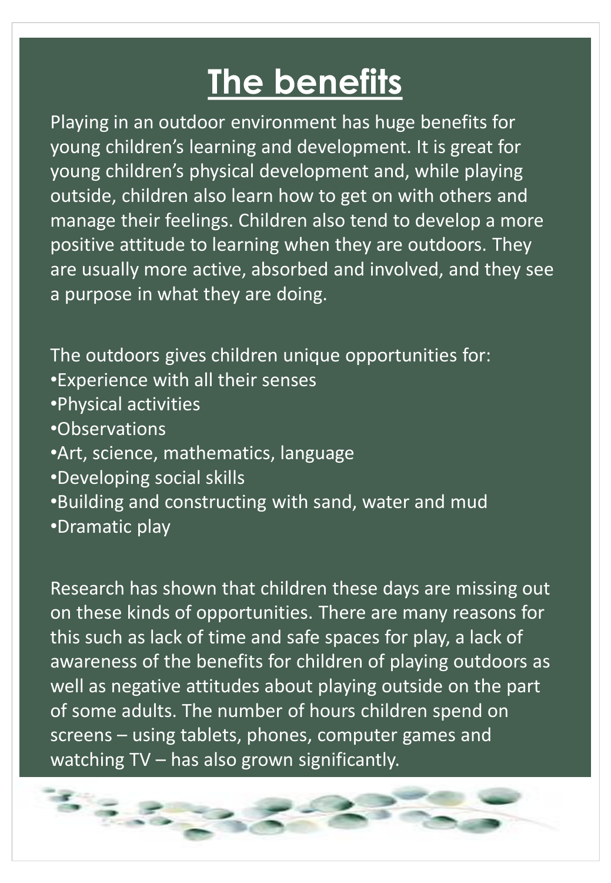# The benefits

Playing in an outdoor environment has huge benefits for young children's learning and development. It is great for young children's physical development and, while playing outside, children also learn how to get on with others and manage their feelings. Children also tend to develop a more positive attitude to learning when they are outdoors. They are usually more active, absorbed and involved, and they see a purpose in what they are doing.

The outdoors gives children unique opportunities for:

- Experience with all their senses
- Physical activities
- Observations
- Art, science, mathematics, language
- Developing social skills
- Building and constructing with sand, water and mud
- Dramatic play

Research has shown that children these days are missing out on these kinds of opportunities. There are many reasons for this such as lack of time and safe spaces for play, a lack of awareness of the benefits for children of playing outdoors as well as negative attitudes about playing outside on the part of some adults. The number of hours children spend on screens – using tablets, phones, computer games and watching TV – has also grown significantly.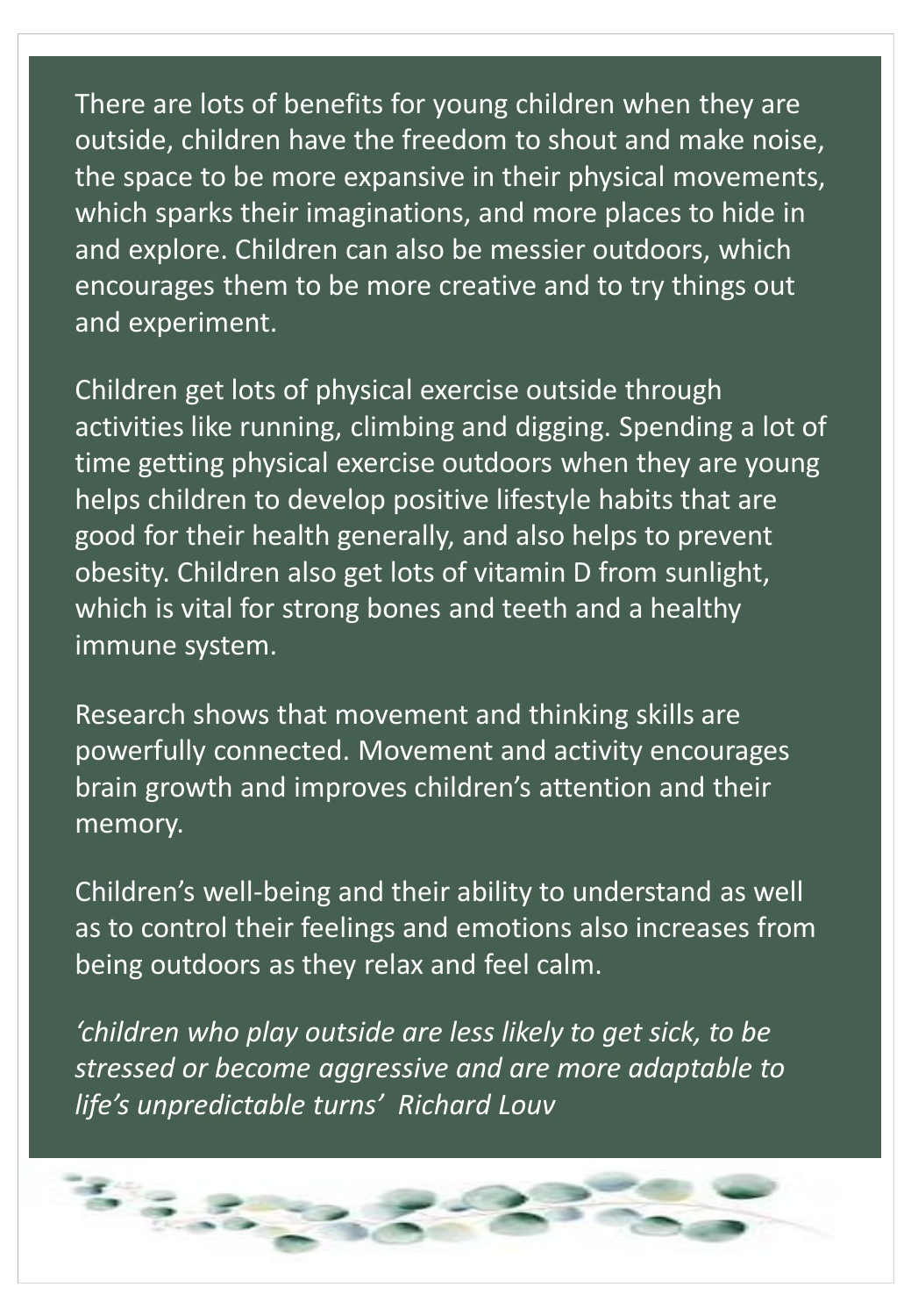There are lots of benefits for young children when they are outside, children have the freedom to shout and make noise, the space to be more expansive in their physical movements, which sparks their imaginations, and more places to hide in and explore. Children can also be messier outdoors, which encourages them to be more creative and to try things out and experiment.

Children get lots of physical exercise outside through activities like running, climbing and digging. Spending a lot of time getting physical exercise outdoors when they are young helps children to develop positive lifestyle habits that are good for their health generally, and also helps to prevent obesity. Children also get lots of vitamin D from sunlight, which is vital for strong bones and teeth and a healthy immune system.

Research shows that movement and thinking skills are powerfully connected. Movement and activity encourages brain growth and improves children's attention and their memory.

Children's well-being and their ability to understand as well as to control their feelings and emotions also increases from being outdoors as they relax and feel calm.

*'children who play outside are less likely to get sick, to be stressed or become aggressive and are more adaptable to life's unpredictable turns' Richard Louv*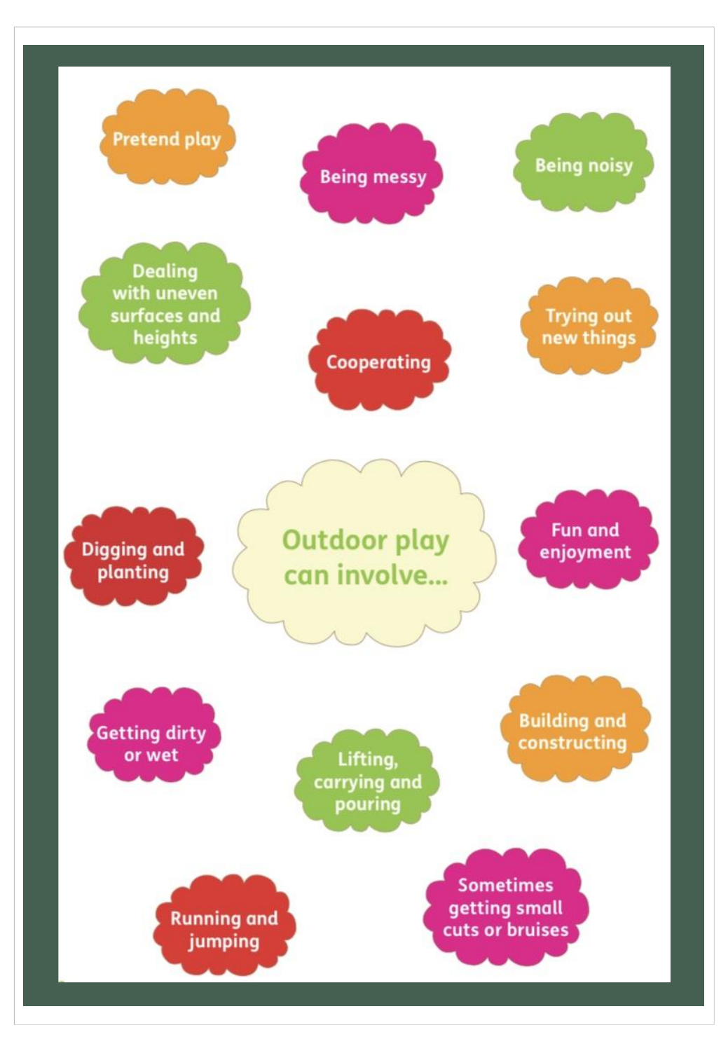# Outdoor play can involve...

- Pretend play
- Being messy
- Being noisy
- Dealing with uneven surfaces and heights
- Cooperating
- Trying out new things
- Digging and planting
- Fun and enjoyment
- Getting dirty or wet
- Lifting, carrying and pouring
- Building and constructing
- Running and jumping
- Sometimes getting small cuts or bruises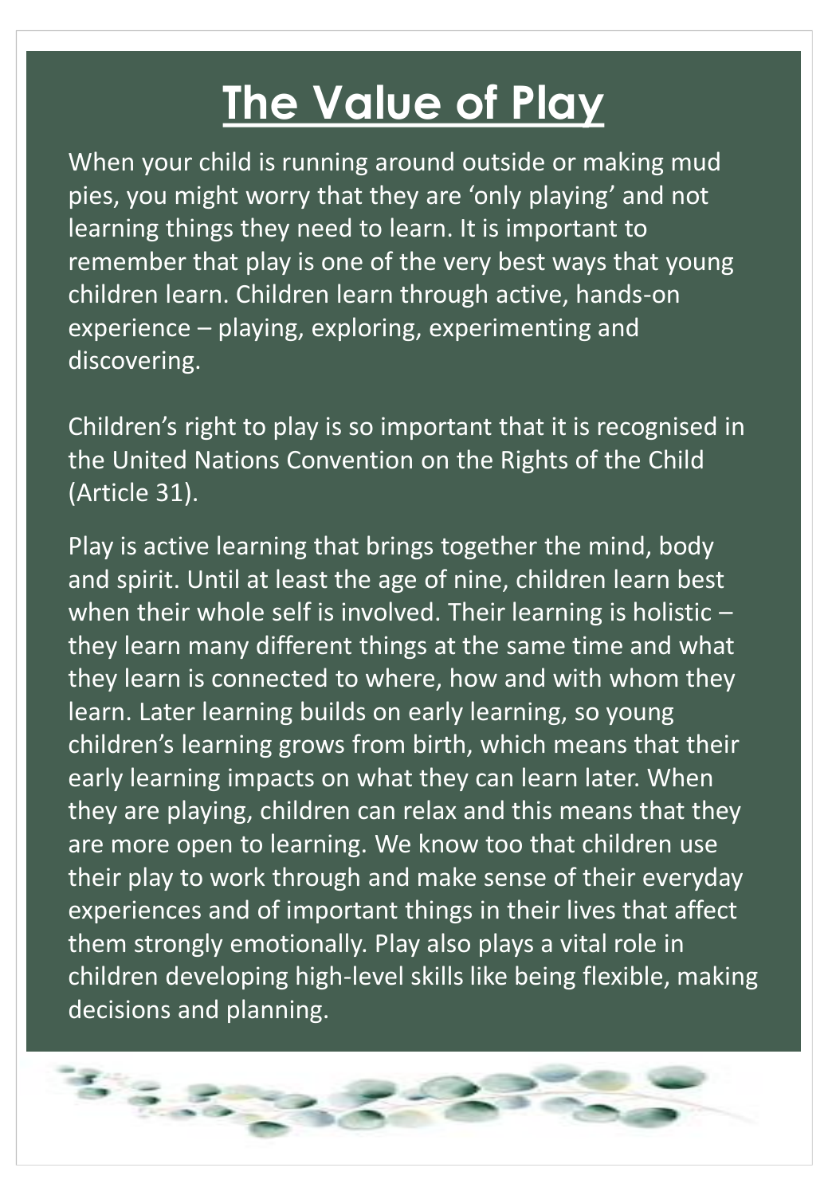# The Value of Play

When your child is running around outside or making mud pies, you might worry that they are 'only playing' and not learning things they need to learn. It is important to remember that play is one of the very best ways that young children learn. Children learn through active, hands-on experience – playing, exploring, experimenting and discovering.

Children's right to play is so important that it is recognised in the United Nations Convention on the Rights of the Child (Article 31).

Play is active learning that brings together the mind, body and spirit. Until at least the age of nine, children learn best when their whole self is involved. Their learning is holistic – they learn many different things at the same time and what they learn is connected to where, how and with whom they learn. Later learning builds on early learning, so young children's learning grows from birth, which means that their early learning impacts on what they can learn later. When they are playing, children can relax and this means that they are more open to learning. We know too that children use their play to work through and make sense of their everyday experiences and of important things in their lives that affect them strongly emotionally. Play also plays a vital role in children developing high-level skills like being flexible, making decisions and planning.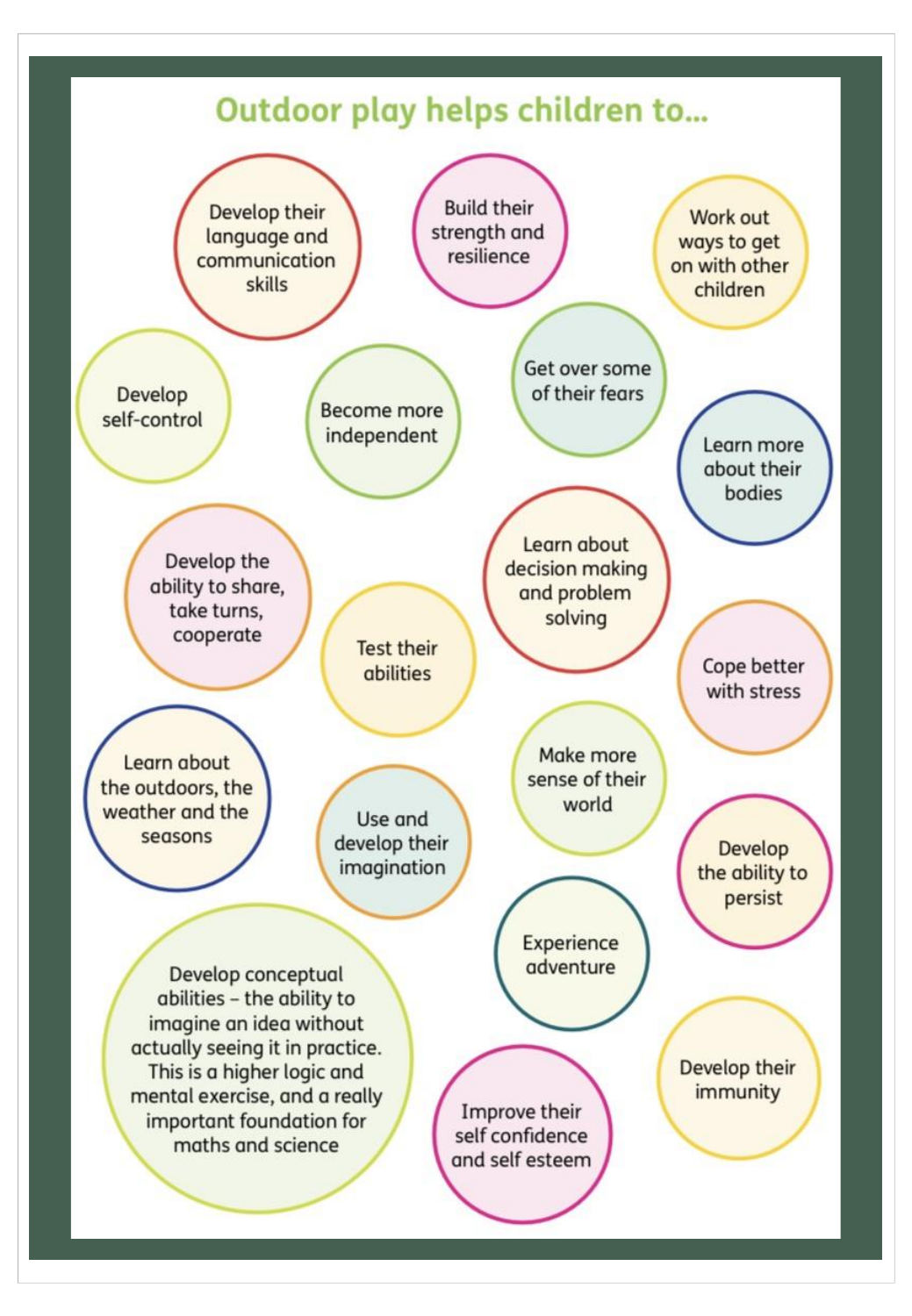# Outdoor play helps children to...

- Develop their language and communication skills
- Build their strength and resilience
- Work out ways to get on with other children
- Develop self-control
- Become more independent
- Get over some of their fears
- Learn more about their bodies
- Develop the ability to share, take turns, cooperate
- Learn about decision making and problem solving
- Test their abilities
- Cope better with stress
- Learn about the outdoors, the weather and the seasons
- Use and develop their imagination
- Make more sense of their world
- Develop the ability to persist
- Experience adventure
- Develop conceptual abilities – the ability to imagine an idea without actually seeing it in practice. This is a higher logic and mental exercise, and a really important foundation for maths and science
- Develop their immunity
- Improve their self confidence and self esteem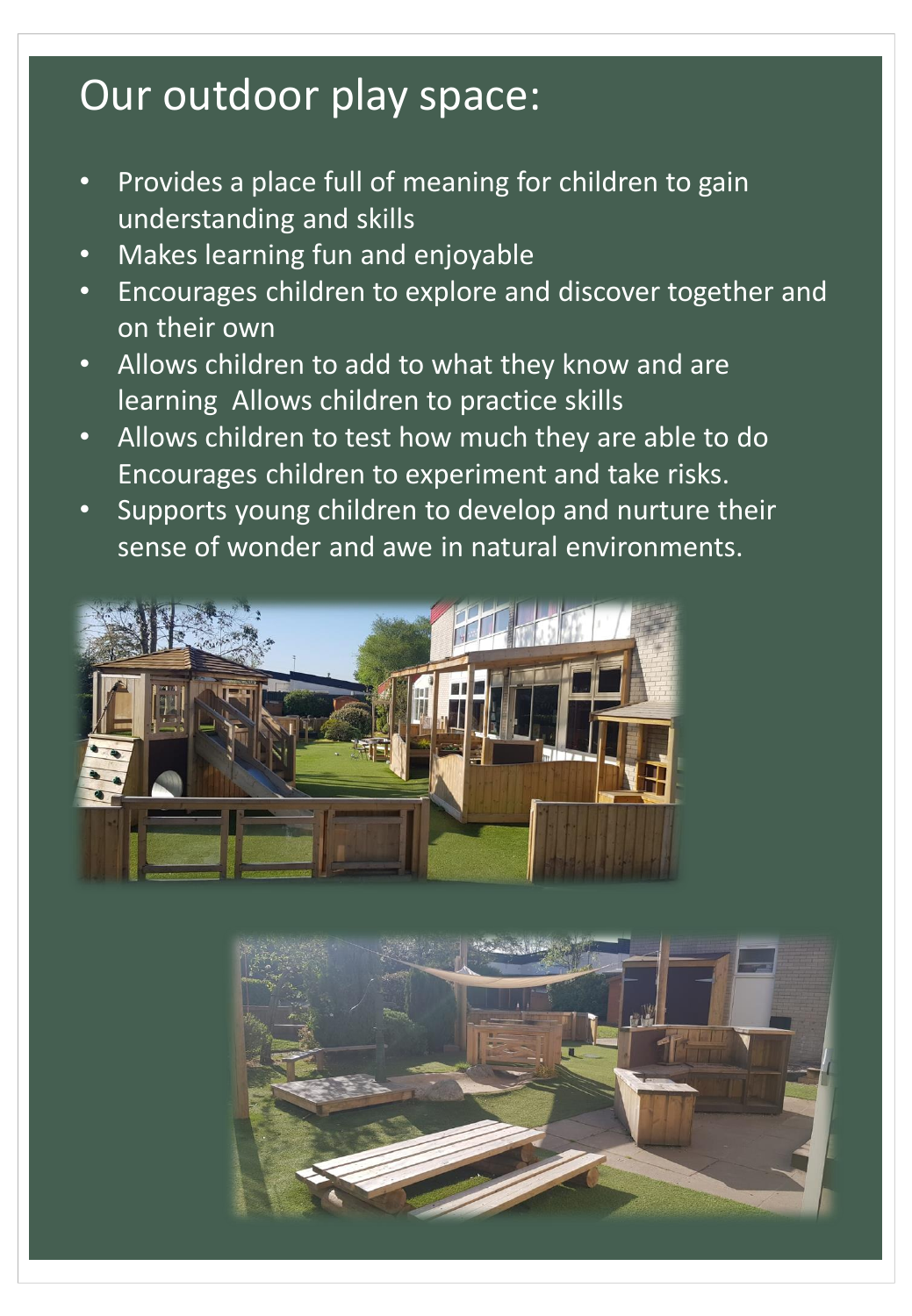# Our outdoor play space:

- Provides a place full of meaning for children to gain understanding and skills
- Makes learning fun and enjoyable
- Encourages children to explore and discover together and on their own
- Allows children to add to what they know and are learning  Allows children to practice skills
- Allows children to test how much they are able to do Encourages children to experiment and take risks.
- Supports young children to develop and nurture their sense of wonder and awe in natural environments.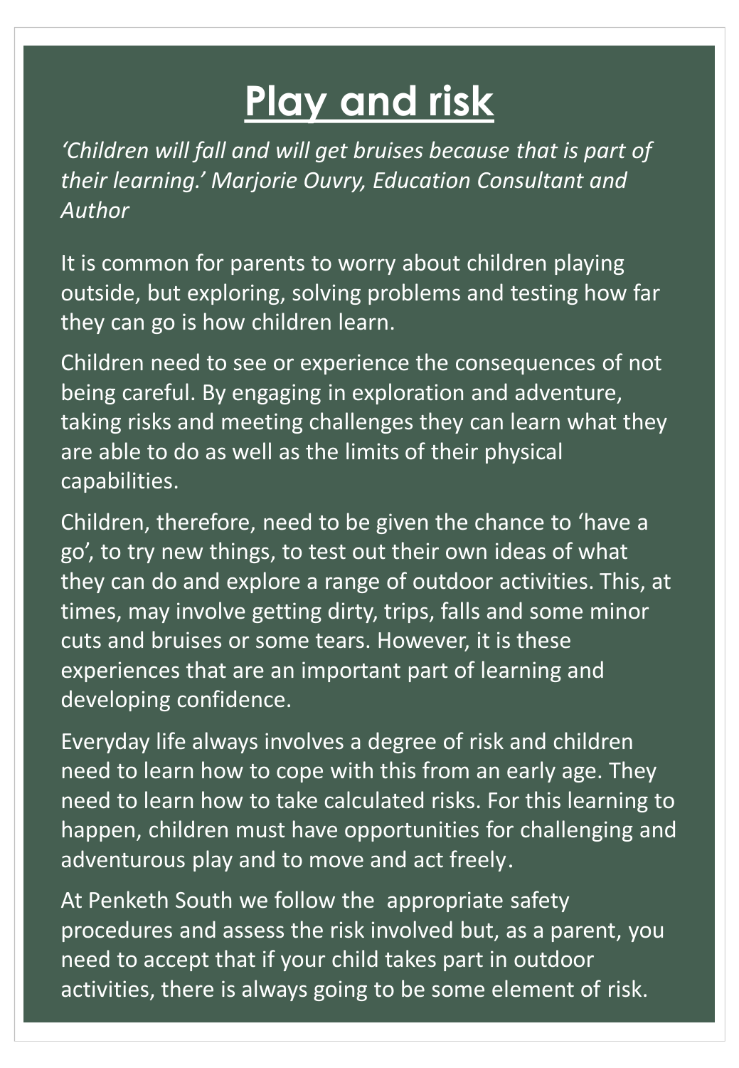# Play and risk

*‘Children will fall and will get bruises because that is part of their learning.’ Marjorie Ouvry, Education Consultant and Author*

It is common for parents to worry about children playing outside, but exploring, solving problems and testing how far they can go is how children learn.

Children need to see or experience the consequences of not being careful. By engaging in exploration and adventure, taking risks and meeting challenges they can learn what they are able to do as well as the limits of their physical capabilities.

Children, therefore, need to be given the chance to ‘have a go’, to try new things, to test out their own ideas of what they can do and explore a range of outdoor activities. This, at times, may involve getting dirty, trips, falls and some minor cuts and bruises or some tears. However, it is these experiences that are an important part of learning and developing confidence.

Everyday life always involves a degree of risk and children need to learn how to cope with this from an early age. They need to learn how to take calculated risks. For this learning to happen, children must have opportunities for challenging and adventurous play and to move and act freely.

At Penketh South we follow the appropriate safety procedures and assess the risk involved but, as a parent, you need to accept that if your child takes part in outdoor activities, there is always going to be some element of risk.